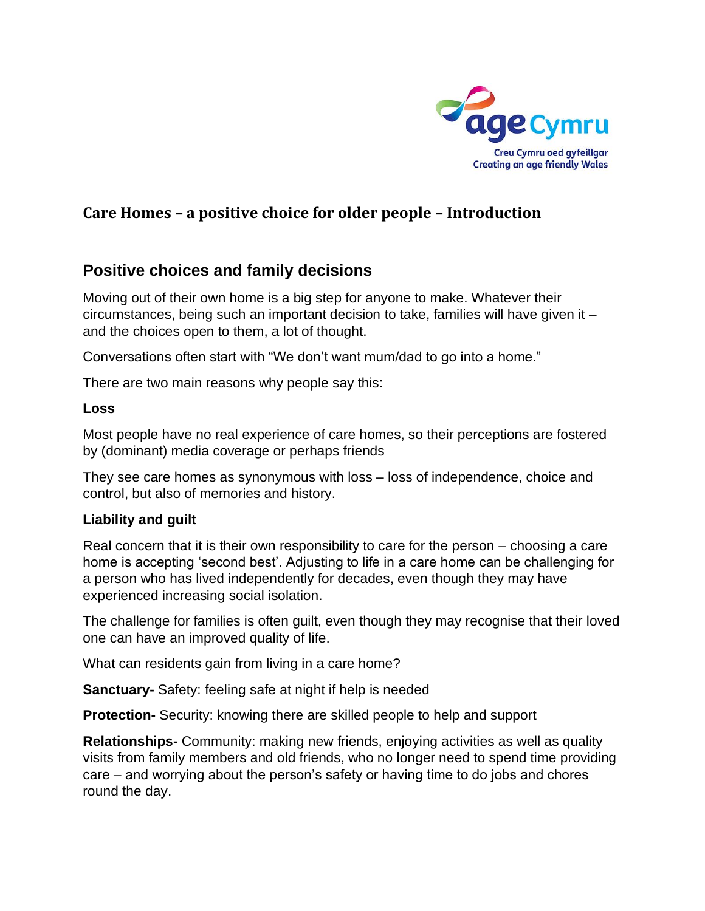# Care Homes – a positive choice for older people – Introduction

## Positive choices and family decisions

Moving out of their own home is a big step for anyone to make. Whatever their circumstances, being such an important decision to take, families will have given it – and the choices open to them, a lot of thought.

Conversations often start with "We don't want mum/dad to go into a home."

There are two main reasons why people say this:

### Loss

Most people have no real experience of care homes, so their perceptions are fostered by (dominant) media coverage or perhaps friends

They see care homes as synonymous with loss – loss of independence, choice and control, but also of memories and history.

### Liability and guilt

Real concern that it is their own responsibility to care for the person – choosing a care home is accepting 'second best'. Adjusting to life in a care home can be challenging for a person who has lived independently for decades, even though they may have experienced increasing social isolation.

The challenge for families is often guilt, even though they may recognise that their loved one can have an improved quality of life.

What can residents gain from living in a care home?

**Sanctuary-** Safety: feeling safe at night if help is needed

**Protection-** Security: knowing there are skilled people to help and support

**Relationships-** Community: making new friends, enjoying activities as well as quality visits from family members and old friends, who no longer need to spend time providing care – and worrying about the person's safety or having time to do jobs and chores round the day.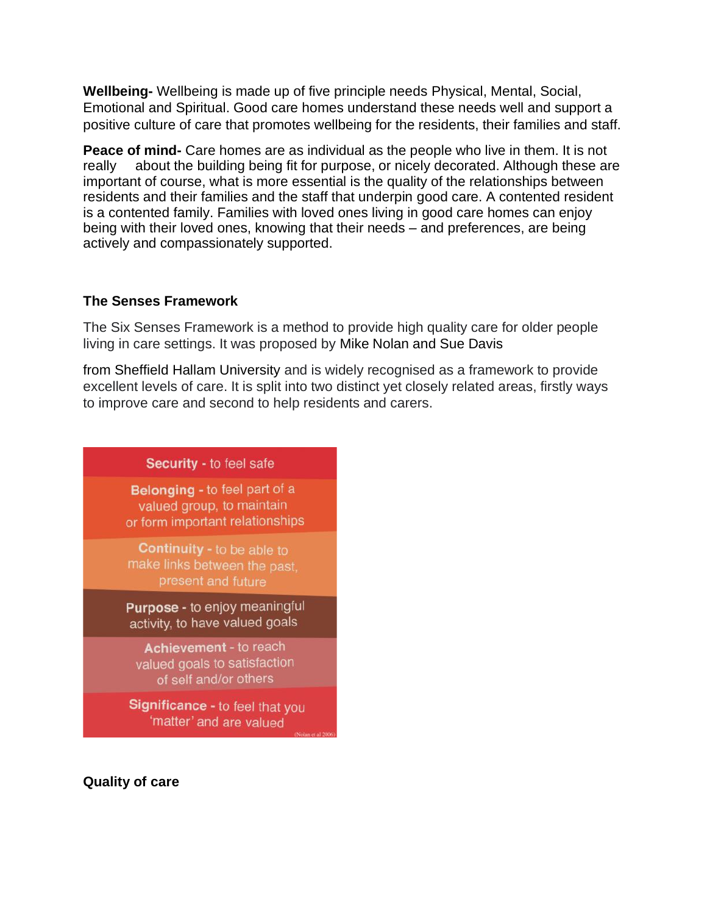**Wellbeing-** Wellbeing is made up of five principle needs Physical, Mental, Social, Emotional and Spiritual. Good care homes understand these needs well and support a positive culture of care that promotes wellbeing for the residents, their families and staff.

**Peace of mind-** Care homes are as individual as the people who live in them. It is not really about the building being fit for purpose, or nicely decorated. Although these are important of course, what is more essential is the quality of the relationships between residents and their families and the staff that underpin good care. A contented resident is a contented family. Families with loved ones living in good care homes can enjoy being with their loved ones, knowing that their needs – and preferences, are being actively and compassionately supported.

### The Senses Framework

The Six Senses Framework is a method to provide high quality care for older people living in care settings. It was proposed by Mike Nolan and Sue Davis

from Sheffield Hallam University and is widely recognised as a framework to provide excellent levels of care. It is split into two distinct yet closely related areas, firstly ways to improve care and second to help residents and carers.

**Security** - to feel safe

**Belonging** - to feel part of a valued group, to maintain or form important relationships

**Continuity** - to be able to make links between the past, present and future

**Purpose** - to enjoy meaningful activity, to have valued goals

**Achievement** - to reach valued goals to satisfaction of self and/or others

**Significance** - to feel that you 'matter' and are valued

(Nolan et al 2006)

### Quality of care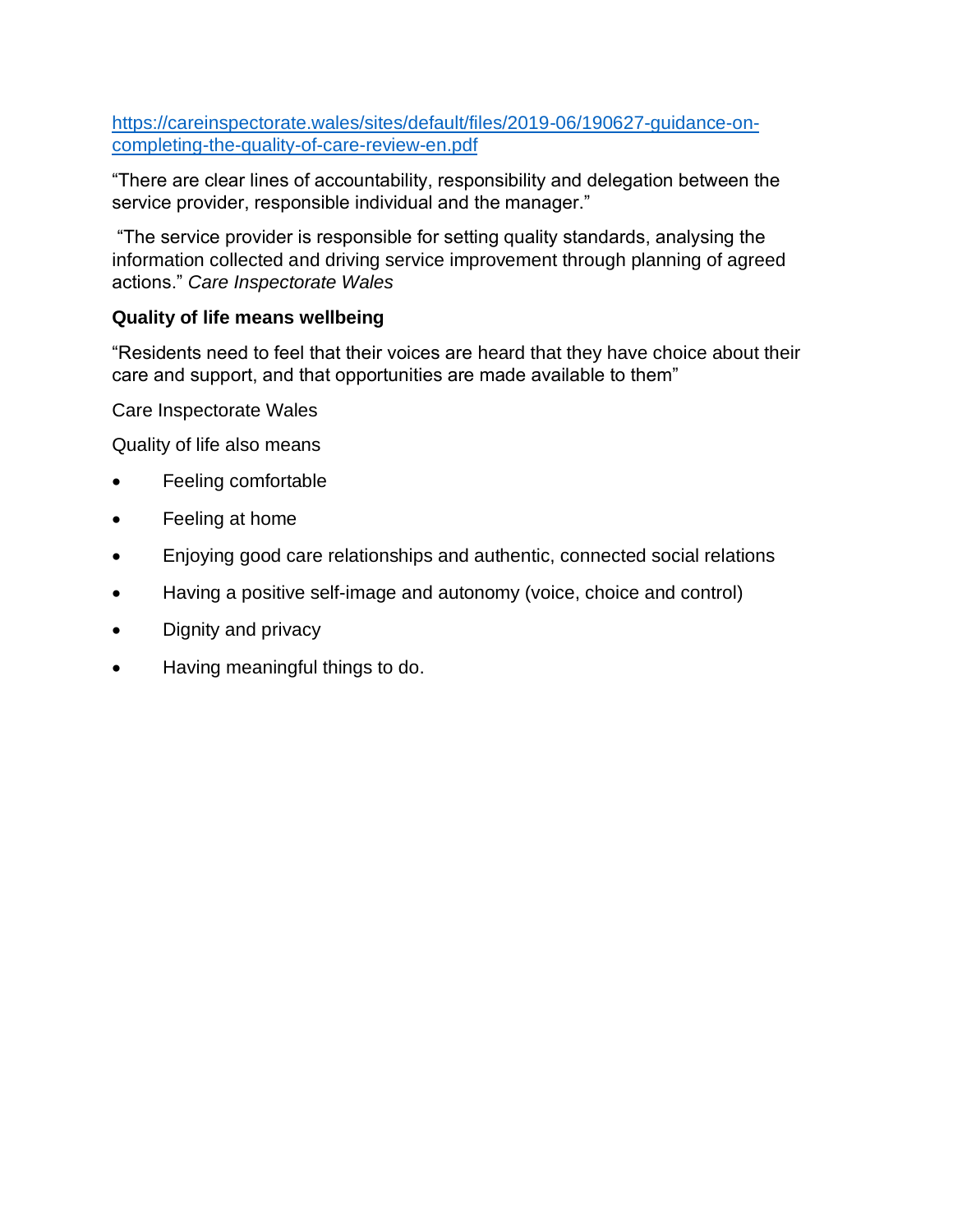[https://careinspectorate.wales/sites/default/files/2019-06/190627-guidance-on-completing-the-quality-of-care-review-en.pdf](https://careinspectorate.wales/sites/default/files/2019-06/190627-guidance-on-completing-the-quality-of-care-review-en.pdf)

"There are clear lines of accountability, responsibility and delegation between the service provider, responsible individual and the manager."

"The service provider is responsible for setting quality standards, analysing the information collected and driving service improvement through planning of agreed actions." *Care Inspectorate Wales*

**Quality of life means wellbeing**

"Residents need to feel that their voices are heard that they have choice about their care and support, and that opportunities are made available to them"

Care Inspectorate Wales

Quality of life also means

- Feeling comfortable
- Feeling at home
- Enjoying good care relationships and authentic, connected social relations
- Having a positive self-image and autonomy (voice, choice and control)
- Dignity and privacy
- Having meaningful things to do.